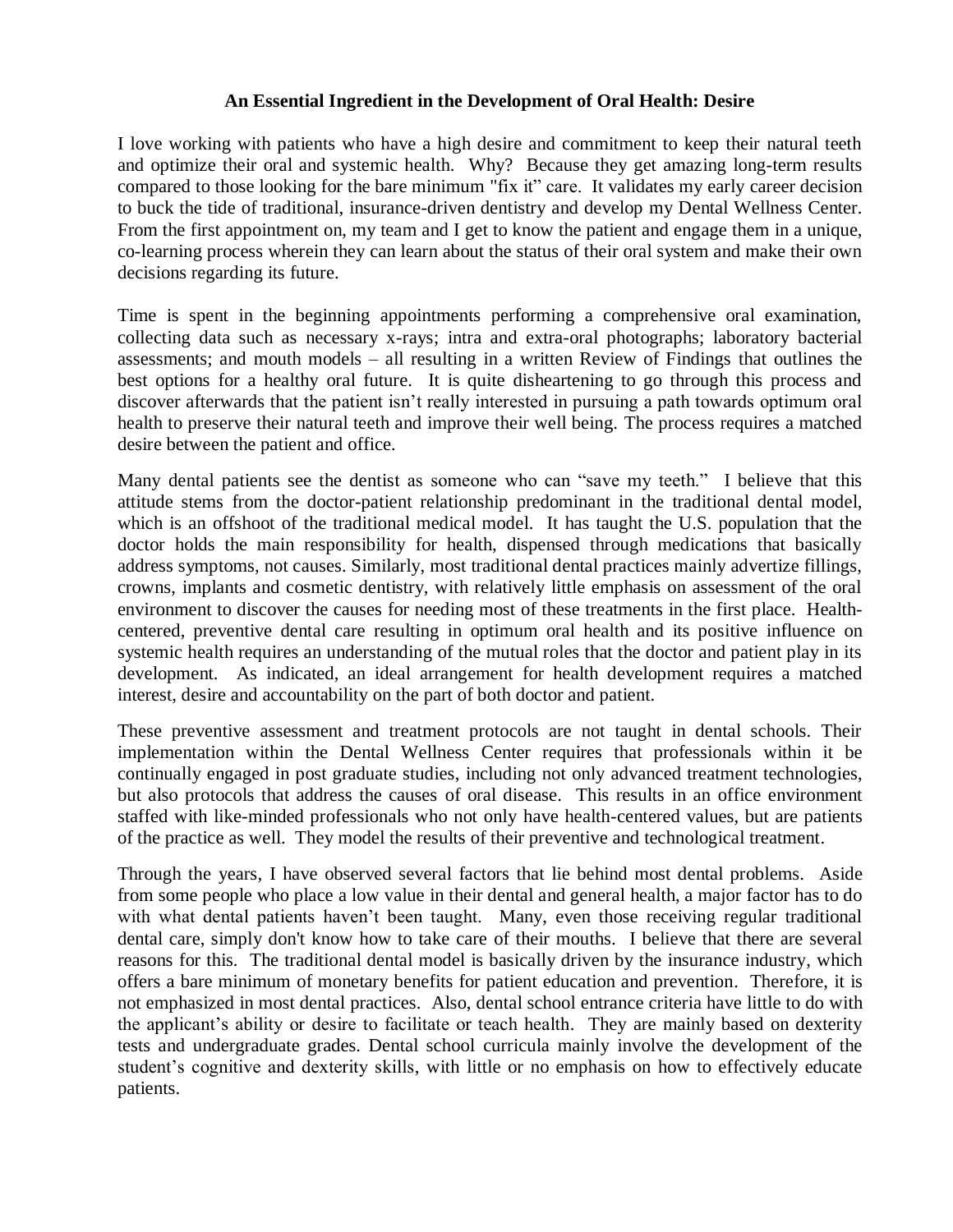## An Essential Ingredient in the Development of Oral Health: Desire

I love working with patients who have a high desire and commitment to keep their natural teeth and optimize their oral and systemic health. Why? Because they get amazing long-term results compared to those looking for the bare minimum "fix it" care. It validates my early career decision to buck the tide of traditional, insurance-driven dentistry and develop my Dental Wellness Center. From the first appointment on, my team and I get to know the patient and engage them in a unique, co-learning process wherein they can learn about the status of their oral system and make their own decisions regarding its future.

Time is spent in the beginning appointments performing a comprehensive oral examination, collecting data such as necessary x-rays; intra and extra-oral photographs; laboratory bacterial assessments; and mouth models – all resulting in a written Review of Findings that outlines the best options for a healthy oral future. It is quite disheartening to go through this process and discover afterwards that the patient isn't really interested in pursuing a path towards optimum oral health to preserve their natural teeth and improve their well being. The process requires a matched desire between the patient and office.

Many dental patients see the dentist as someone who can "save my teeth." I believe that this attitude stems from the doctor-patient relationship predominant in the traditional dental model, which is an offshoot of the traditional medical model. It has taught the U.S. population that the doctor holds the main responsibility for health, dispensed through medications that basically address symptoms, not causes. Similarly, most traditional dental practices mainly advertize fillings, crowns, implants and cosmetic dentistry, with relatively little emphasis on assessment of the oral environment to discover the causes for needing most of these treatments in the first place. Health-centered, preventive dental care resulting in optimum oral health and its positive influence on systemic health requires an understanding of the mutual roles that the doctor and patient play in its development. As indicated, an ideal arrangement for health development requires a matched interest, desire and accountability on the part of both doctor and patient.

These preventive assessment and treatment protocols are not taught in dental schools. Their implementation within the Dental Wellness Center requires that professionals within it be continually engaged in post graduate studies, including not only advanced treatment technologies, but also protocols that address the causes of oral disease. This results in an office environment staffed with like-minded professionals who not only have health-centered values, but are patients of the practice as well. They model the results of their preventive and technological treatment.

Through the years, I have observed several factors that lie behind most dental problems. Aside from some people who place a low value in their dental and general health, a major factor has to do with what dental patients haven't been taught. Many, even those receiving regular traditional dental care, simply don't know how to take care of their mouths. I believe that there are several reasons for this. The traditional dental model is basically driven by the insurance industry, which offers a bare minimum of monetary benefits for patient education and prevention. Therefore, it is not emphasized in most dental practices. Also, dental school entrance criteria have little to do with the applicant's ability or desire to facilitate or teach health. They are mainly based on dexterity tests and undergraduate grades. Dental school curricula mainly involve the development of the student's cognitive and dexterity skills, with little or no emphasis on how to effectively educate patients.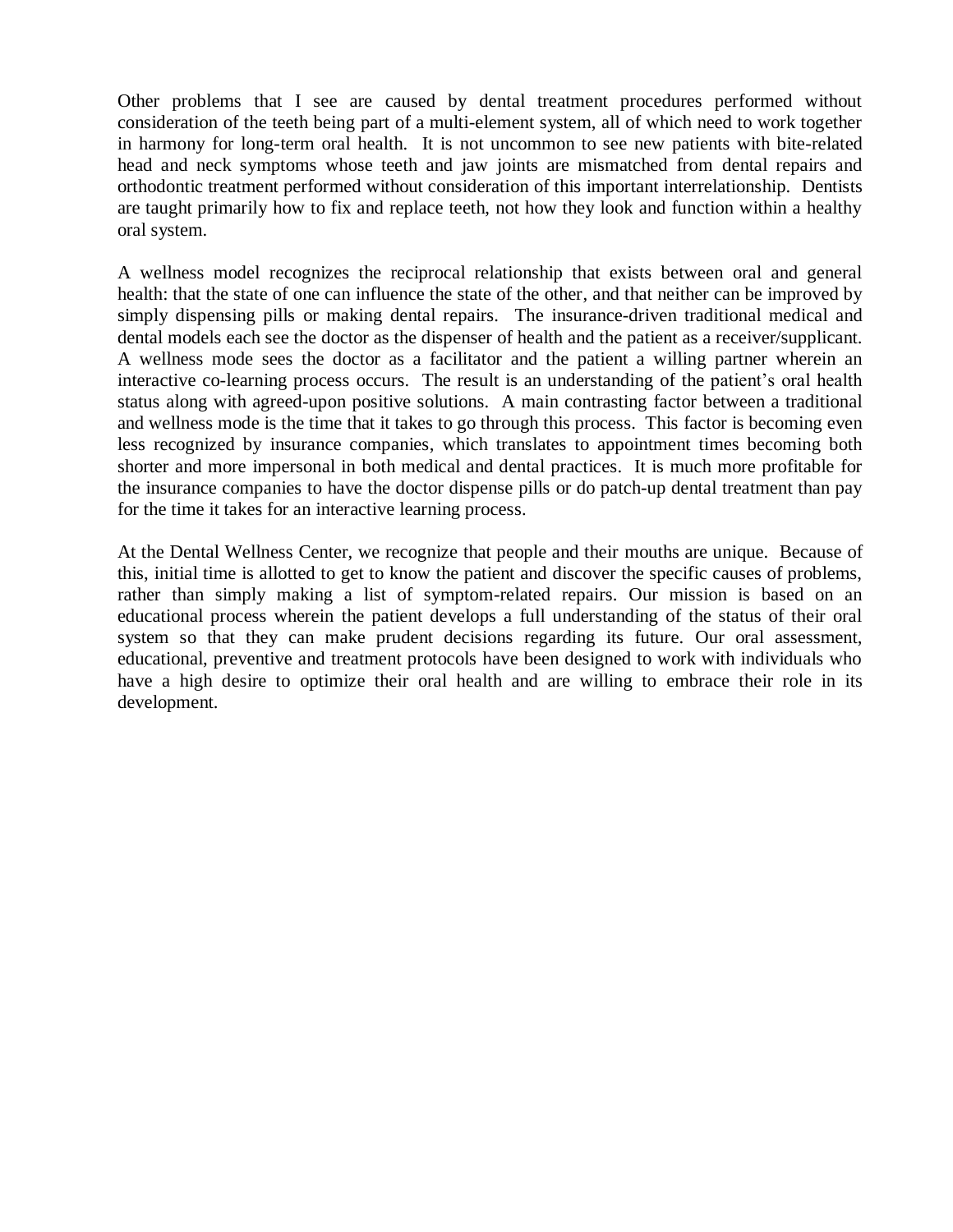Other problems that I see are caused by dental treatment procedures performed without consideration of the teeth being part of a multi-element system, all of which need to work together in harmony for long-term oral health. It is not uncommon to see new patients with bite-related head and neck symptoms whose teeth and jaw joints are mismatched from dental repairs and orthodontic treatment performed without consideration of this important interrelationship. Dentists are taught primarily how to fix and replace teeth, not how they look and function within a healthy oral system.

A wellness model recognizes the reciprocal relationship that exists between oral and general health: that the state of one can influence the state of the other, and that neither can be improved by simply dispensing pills or making dental repairs. The insurance-driven traditional medical and dental models each see the doctor as the dispenser of health and the patient as a receiver/supplicant. A wellness mode sees the doctor as a facilitator and the patient a willing partner wherein an interactive co-learning process occurs. The result is an understanding of the patient's oral health status along with agreed-upon positive solutions. A main contrasting factor between a traditional and wellness mode is the time that it takes to go through this process. This factor is becoming even less recognized by insurance companies, which translates to appointment times becoming both shorter and more impersonal in both medical and dental practices. It is much more profitable for the insurance companies to have the doctor dispense pills or do patch-up dental treatment than pay for the time it takes for an interactive learning process.

At the Dental Wellness Center, we recognize that people and their mouths are unique. Because of this, initial time is allotted to get to know the patient and discover the specific causes of problems, rather than simply making a list of symptom-related repairs. Our mission is based on an educational process wherein the patient develops a full understanding of the status of their oral system so that they can make prudent decisions regarding its future. Our oral assessment, educational, preventive and treatment protocols have been designed to work with individuals who have a high desire to optimize their oral health and are willing to embrace their role in its development.